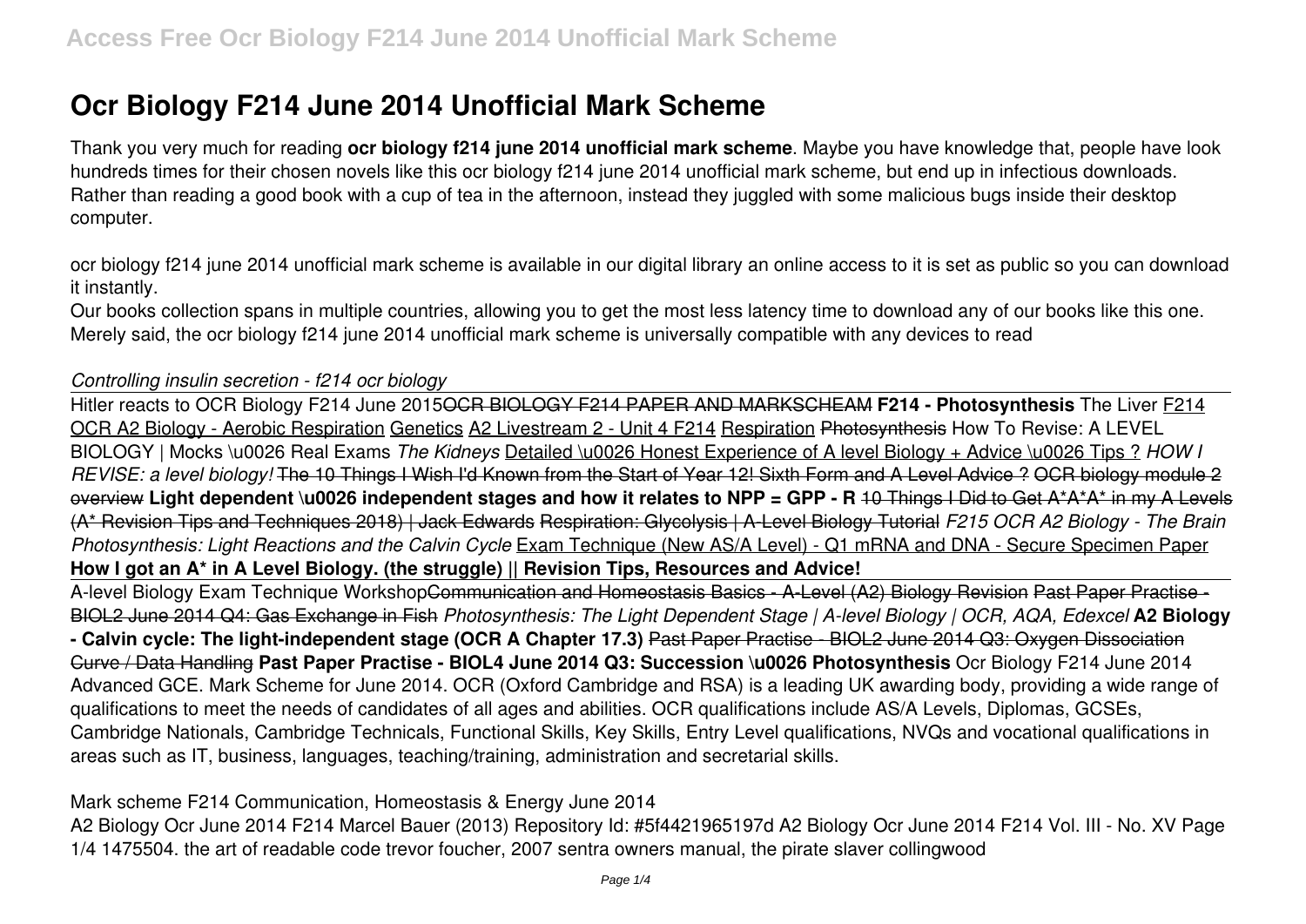# Ocr Biology F214 June 2014 Unofficial Mark Scheme

Thank you very much for reading **ocr biology f214 june 2014 unofficial mark scheme**. Maybe you have knowledge that, people have look hundreds times for their chosen novels like this ocr biology f214 june 2014 unofficial mark scheme, but end up in infectious downloads. Rather than reading a good book with a cup of tea in the afternoon, instead they juggled with some malicious bugs inside their desktop computer.

ocr biology f214 june 2014 unofficial mark scheme is available in our digital library an online access to it is set as public so you can download it instantly.

Our books collection spans in multiple countries, allowing you to get the most less latency time to download any of our books like this one. Merely said, the ocr biology f214 june 2014 unofficial mark scheme is universally compatible with any devices to read

*Controlling insulin secretion - f214 ocr biology*

Hitler reacts to OCR Biology F214 June 2015 ~~OCR BIOLOGY F214 PAPER AND MARKSCHEAM~~ **F214 - Photosynthesis** The Liver F214 OCR A2 Biology - Aerobic Respiration Genetics A2 Livestream 2 - Unit 4 F214 Respiration ~~Photosynthesis~~ How To Revise: A LEVEL BIOLOGY | Mocks \u0026 Real Exams *The Kidneys* Detailed \u0026 Honest Experience of A level Biology + Advice \u0026 Tips ? *HOW I REVISE: a level biology!* ~~The 10 Things I Wish I'd Known from the Start of Year 12! Sixth Form and A Level Advice ?~~ ~~OCR biology module 2 overview~~ **Light dependent \u0026 independent stages and how it relates to NPP = GPP - R** ~~10 Things I Did to Get A*A*A* in my A Levels (A* Revision Tips and Techniques 2018) | Jack Edwards~~ ~~Respiration: Glycolysis | A-Level Biology Tutorial~~ *F215 OCR A2 Biology - The Brain* *Photosynthesis: Light Reactions and the Calvin Cycle* Exam Technique (New AS/A Level) - Q1 mRNA and DNA - Secure Specimen Paper **How I got an A* in A Level Biology. (the struggle) || Revision Tips, Resources and Advice!**

A-level Biology Exam Technique Workshop ~~Communication and Homeostasis Basics - A-Level (A2) Biology Revision~~ ~~Past Paper Practise - BIOL2 June 2014 Q4: Gas Exchange in Fish~~ *Photosynthesis: The Light Dependent Stage | A-level Biology | OCR, AQA, Edexcel* **A2 Biology - Calvin cycle: The light-independent stage (OCR A Chapter 17.3)** ~~Past Paper Practise - BIOL2 June 2014 Q3: Oxygen Dissociation Curve / Data Handling~~ **Past Paper Practise - BIOL4 June 2014 Q3: Succession \u0026 Photosynthesis** Ocr Biology F214 June 2014

Advanced GCE. Mark Scheme for June 2014. OCR (Oxford Cambridge and RSA) is a leading UK awarding body, providing a wide range of qualifications to meet the needs of candidates of all ages and abilities. OCR qualifications include AS/A Levels, Diplomas, GCSEs, Cambridge Nationals, Cambridge Technicals, Functional Skills, Key Skills, Entry Level qualifications, NVQs and vocational qualifications in areas such as IT, business, languages, teaching/training, administration and secretarial skills.

Mark scheme F214 Communication, Homeostasis & Energy June 2014

A2 Biology Ocr June 2014 F214 Marcel Bauer (2013) Repository Id: #5f4421965197d A2 Biology Ocr June 2014 F214 Vol. III - No. XV Page 1/4 1475504. the art of readable code trevor foucher, 2007 sentra owners manual, the pirate slaver collingwood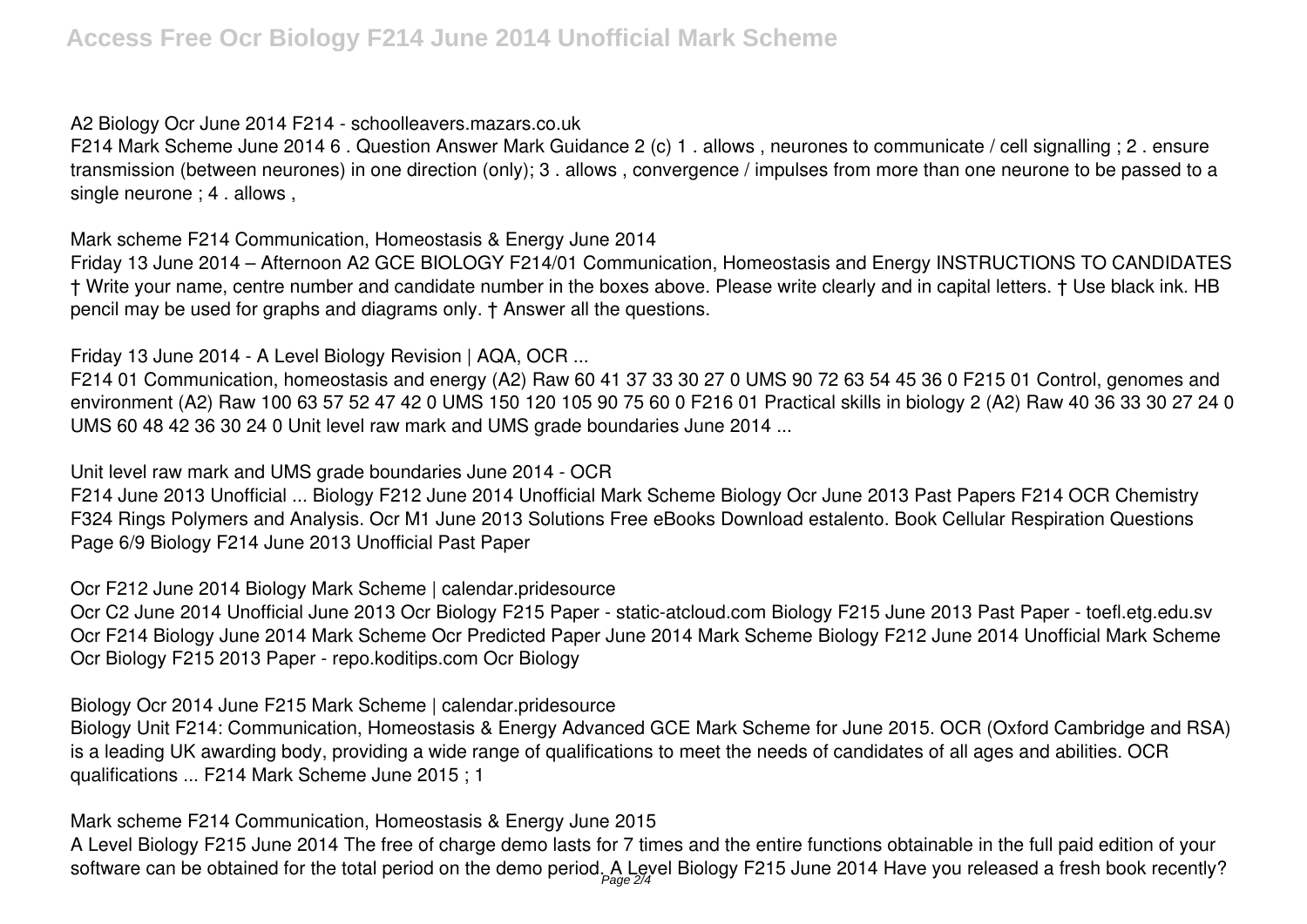**A2 Biology Ocr June 2014 F214 - schoolleavers.mazars.co.uk**

F214 Mark Scheme June 2014 6 . Question Answer Mark Guidance 2 (c) 1 . allows , neurones to communicate / cell signalling ; 2 . ensure transmission (between neurones) in one direction (only); 3 . allows , convergence / impulses from more than one neurone to be passed to a single neurone ; 4 . allows ,

**Mark scheme F214 Communication, Homeostasis & Energy June 2014**

Friday 13 June 2014 – Afternoon A2 GCE BIOLOGY F214/01 Communication, Homeostasis and Energy INSTRUCTIONS TO CANDIDATES † Write your name, centre number and candidate number in the boxes above. Please write clearly and in capital letters. † Use black ink. HB pencil may be used for graphs and diagrams only. † Answer all the questions.

**Friday 13 June 2014 - A Level Biology Revision | AQA, OCR ...**

F214 01 Communication, homeostasis and energy (A2) Raw 60 41 37 33 30 27 0 UMS 90 72 63 54 45 36 0 F215 01 Control, genomes and environment (A2) Raw 100 63 57 52 47 42 0 UMS 150 120 105 90 75 60 0 F216 01 Practical skills in biology 2 (A2) Raw 40 36 33 30 27 24 0 UMS 60 48 42 36 30 24 0 Unit level raw mark and UMS grade boundaries June 2014 ...

**Unit level raw mark and UMS grade boundaries June 2014 - OCR**

F214 June 2013 Unofficial ... Biology F212 June 2014 Unofficial Mark Scheme Biology Ocr June 2013 Past Papers F214 OCR Chemistry F324 Rings Polymers and Analysis. Ocr M1 June 2013 Solutions Free eBooks Download estalento. Book Cellular Respiration Questions Page 6/9 Biology F214 June 2013 Unofficial Past Paper

**Ocr F212 June 2014 Biology Mark Scheme | calendar.pridesource**

Ocr C2 June 2014 Unofficial June 2013 Ocr Biology F215 Paper - static-atcloud.com Biology F215 June 2013 Past Paper - toefl.etg.edu.sv Ocr F214 Biology June 2014 Mark Scheme Ocr Predicted Paper June 2014 Mark Scheme Biology F212 June 2014 Unofficial Mark Scheme Ocr Biology F215 2013 Paper - repo.koditips.com Ocr Biology

**Biology Ocr 2014 June F215 Mark Scheme | calendar.pridesource**

Biology Unit F214: Communication, Homeostasis & Energy Advanced GCE Mark Scheme for June 2015. OCR (Oxford Cambridge and RSA) is a leading UK awarding body, providing a wide range of qualifications to meet the needs of candidates of all ages and abilities. OCR qualifications ... F214 Mark Scheme June 2015 ; 1

**Mark scheme F214 Communication, Homeostasis & Energy June 2015**

A Level Biology F215 June 2014 The free of charge demo lasts for 7 times and the entire functions obtainable in the full paid edition of your software can be obtained for the total period on the demo period. A Level Biology F215 June 2014 Have you released a fresh book recently?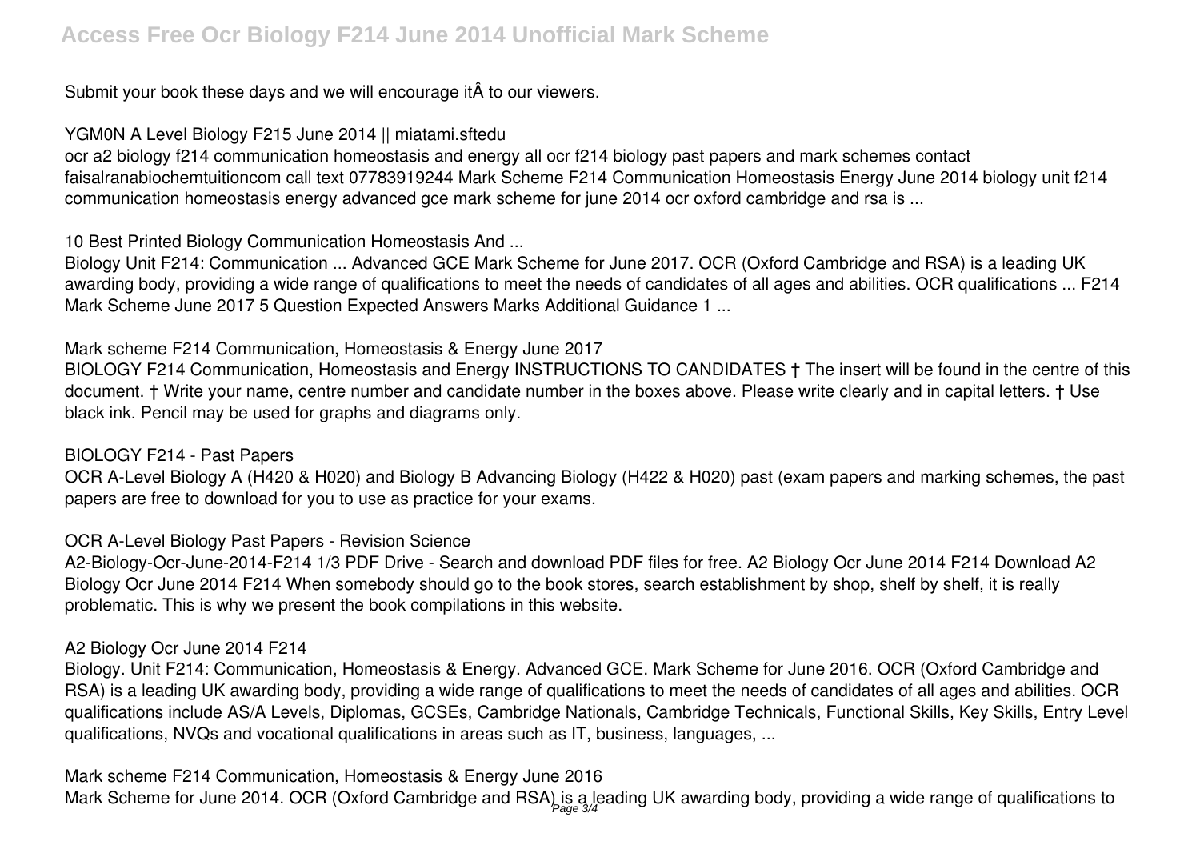Submit your book these days and we will encourage itÂ to our viewers.

## YGM0N A Level Biology F215 June 2014 || miatami.sftedu

ocr a2 biology f214 communication homeostasis and energy all ocr f214 biology past papers and mark schemes contact faisalranabiochemtuitioncom call text 07783919244 Mark Scheme F214 Communication Homeostasis Energy June 2014 biology unit f214 communication homeostasis energy advanced gce mark scheme for june 2014 ocr oxford cambridge and rsa is ...

## 10 Best Printed Biology Communication Homeostasis And ...

Biology Unit F214: Communication ... Advanced GCE Mark Scheme for June 2017. OCR (Oxford Cambridge and RSA) is a leading UK awarding body, providing a wide range of qualifications to meet the needs of candidates of all ages and abilities. OCR qualifications ... F214 Mark Scheme June 2017 5 Question Expected Answers Marks Additional Guidance 1 ...

## Mark scheme F214 Communication, Homeostasis & Energy June 2017

BIOLOGY F214 Communication, Homeostasis and Energy INSTRUCTIONS TO CANDIDATES † The insert will be found in the centre of this document. † Write your name, centre number and candidate number in the boxes above. Please write clearly and in capital letters. † Use black ink. Pencil may be used for graphs and diagrams only.

## BIOLOGY F214 - Past Papers

OCR A-Level Biology A (H420 & H020) and Biology B Advancing Biology (H422 & H020) past (exam papers and marking schemes, the past papers are free to download for you to use as practice for your exams.

## OCR A-Level Biology Past Papers - Revision Science

A2-Biology-Ocr-June-2014-F214 1/3 PDF Drive - Search and download PDF files for free. A2 Biology Ocr June 2014 F214 Download A2 Biology Ocr June 2014 F214 When somebody should go to the book stores, search establishment by shop, shelf by shelf, it is really problematic. This is why we present the book compilations in this website.

## A2 Biology Ocr June 2014 F214

Biology. Unit F214: Communication, Homeostasis & Energy. Advanced GCE. Mark Scheme for June 2016. OCR (Oxford Cambridge and RSA) is a leading UK awarding body, providing a wide range of qualifications to meet the needs of candidates of all ages and abilities. OCR qualifications include AS/A Levels, Diplomas, GCSEs, Cambridge Nationals, Cambridge Technicals, Functional Skills, Key Skills, Entry Level qualifications, NVQs and vocational qualifications in areas such as IT, business, languages, ...

## Mark scheme F214 Communication, Homeostasis & Energy June 2016

Mark Scheme for June 2014. OCR (Oxford Cambridge and RSA) is a leading UK awarding body, providing a wide range of qualifications to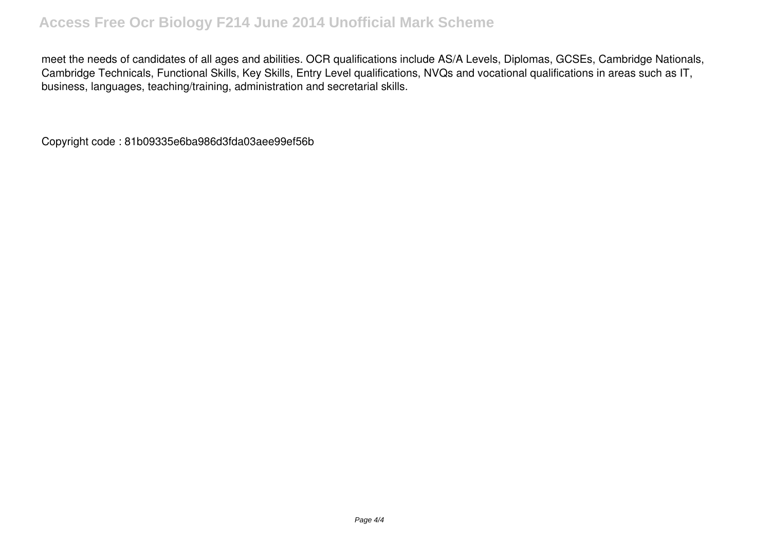meet the needs of candidates of all ages and abilities. OCR qualifications include AS/A Levels, Diplomas, GCSEs, Cambridge Nationals, Cambridge Technicals, Functional Skills, Key Skills, Entry Level qualifications, NVQs and vocational qualifications in areas such as IT, business, languages, teaching/training, administration and secretarial skills.

Copyright code : 81b09335e6ba986d3fda03aee99ef56b